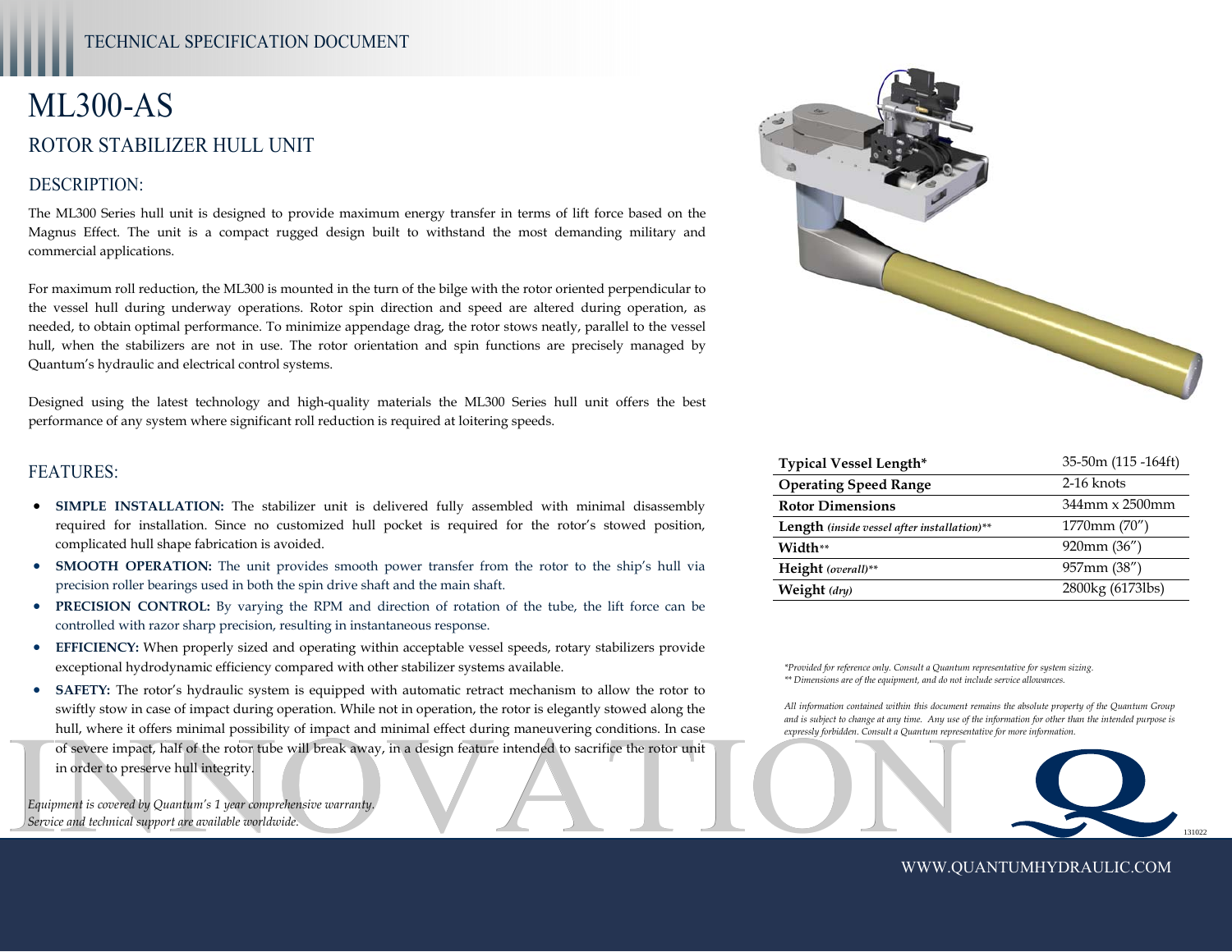TECHNICAL SPECIFICATION DOCUMENT

# ML300-AS

## ROTOR STABILIZER HULL UNIT

### DESCRIPTION:

The ML300 Series hull unit is designed to provide maximum energy transfer in terms of lift force based on the Magnus Effect. The unit is a compact rugged design built to withstand the most demanding military and commercial applications.

For maximum roll reduction, the ML300 is mounted in the turn of the bilge with the rotor oriented perpendicular to the vessel hull during underway operations. Rotor spin direction and speed are altered during operation, as needed, to obtain optimal performance. To minimize appendage drag, the rotor stows neatly, parallel to the vessel hull, when the stabilizers are not in use. The rotor orientation and spin functions are precisely managed by Quantum's hydraulic and electrical control systems.

Designed using the latest technology and high-quality materials the ML300 Series hull unit offers the best performance of any system where significant roll reduction is required at loitering speeds.

### FEATURES:

- **SIMPLE INSTALLATION:** The stabilizer unit is delivered fully assembled with minimal disassembly required for installation. Since no customized hull pocket is required for the rotor's stowed position, complicated hull shape fabrication is avoided.
- **SMOOTH OPERATION:** The unit provides smooth power transfer from the rotor to the ship's hull via precision roller bearings used in both the spin drive shaft and the main shaft.
- **PRECISION CONTROL:** By varying the RPM and direction of rotation of the tube, the lift force can be controlled with razor sharp precision, resulting in instantaneous response.
- **EFFICIENCY:** When properly sized and operating within acceptable vessel speeds, rotary stabilizers provide exceptional hydrodynamic efficiency compared with other stabilizer systems available.
- **SAFETY:** The rotor's hydraulic system is equipped with automatic retract mechanism to allow the rotor to swiftly stow in case of impact during operation. While not in operation, the rotor is elegantly stowed along the hull, where it offers minimal possibility of impact and minimal effect during maneuvering conditions. In case of severe impact, half of the rotor tube will break away, in a design feature intended to sacrifice the rotor unit in order to preserve hull integrity.

*Equipment is covered by Quantum's 1 year comprehensive warranty.*
*Service and technical support are available worldwide.*

| | |
|---|---|
| **Typical Vessel Length*** | 35-50m (115 -164ft) |
| **Operating Speed Range** | 2-16 knots |
| **Rotor Dimensions** | 344mm x 2500mm |
| **Length** *(inside vessel after installation)*** | 1770mm (70") |
| **Width**** | 920mm (36") |
| **Height** *(overall)*** | 957mm (38") |
| **Weight** *(dry)* | 2800kg (6173lbs) |

*\*Provided for reference only. Consult a Quantum representative for system sizing.*
*\*\* Dimensions are of the equipment, and do not include service allowances.*

*All information contained within this document remains the absolute property of the Quantum Group and is subject to change at any time. Any use of the information for other than the intended purpose is expressly forbidden. Consult a Quantum representative for more information.*

INNOVATION

131022

WWW.QUANTUMHYDRAULIC.COM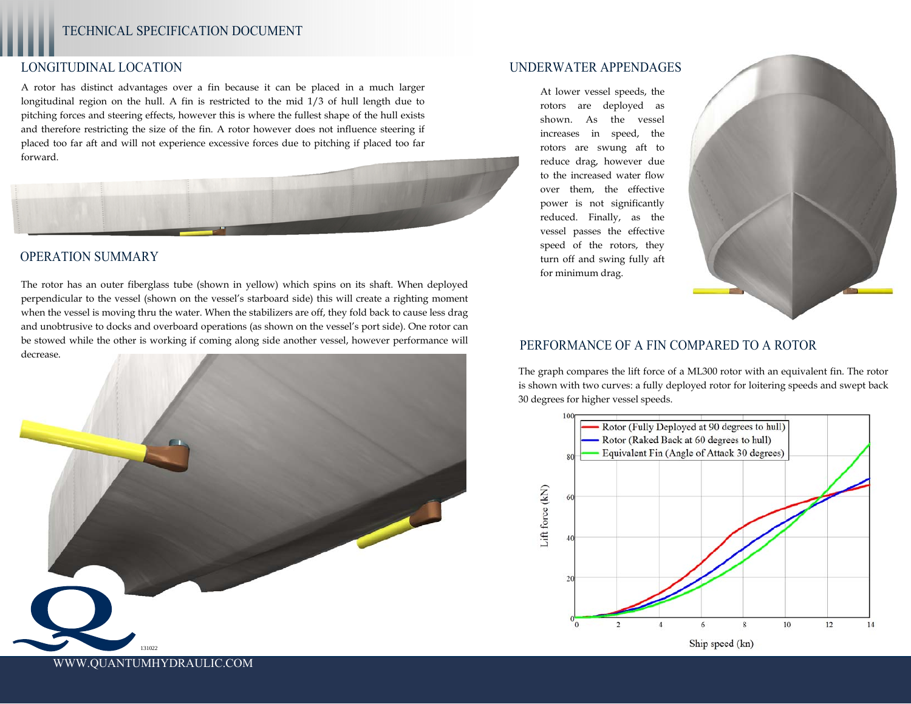## LONGITUDINAL LOCATION

A rotor has distinct advantages over a fin because it can be placed in a much larger longitudinal region on the hull. A fin is restricted to the mid 1/3 of hull length due to pitching forces and steering effects, however this is where the fullest shape of the hull exists and therefore restricting the size of the fin. A rotor however does not influence steering if placed too far aft and will not experience excessive forces due to pitching if placed too far forward.

## OPERATION SUMMARY

The rotor has an outer fiberglass tube (shown in yellow) which spins on its shaft. When deployed perpendicular to the vessel (shown on the vessel's starboard side) this will create a righting moment when the vessel is moving thru the water. When the stabilizers are off, they fold back to cause less drag and unobtrusive to docks and overboard operations (as shown on the vessel's port side). One rotor can be stowed while the other is working if coming along side another vessel, however performance will decrease.

## UNDERWATER APPENDAGES

At lower vessel speeds, the rotors are deployed as shown. As the vessel increases in speed, the rotors are swung aft to reduce drag, however due to the increased water flow over them, the effective power is not significantly reduced. Finally, as the vessel passes the effective speed of the rotors, they turn off and swing fully aft for minimum drag.

## PERFORMANCE OF A FIN COMPARED TO A ROTOR

The graph compares the lift force of a ML300 rotor with an equivalent fin. The rotor is shown with two curves: a fully deployed rotor for loitering speeds and swept back 30 degrees for higher vessel speeds.

Rotor (Fully Deployed at 90 degrees to hull)
Rotor (Raked Back at 60 degrees to hull)
Equivalent Fin (Angle of Attack 30 degrees)

Lift force (kN)
0
20
40
60
80
100

Ship speed (kn)
0
2
4
6
8
10
12
14

131022

WWW.QUANTUMHYDRAULIC.COM